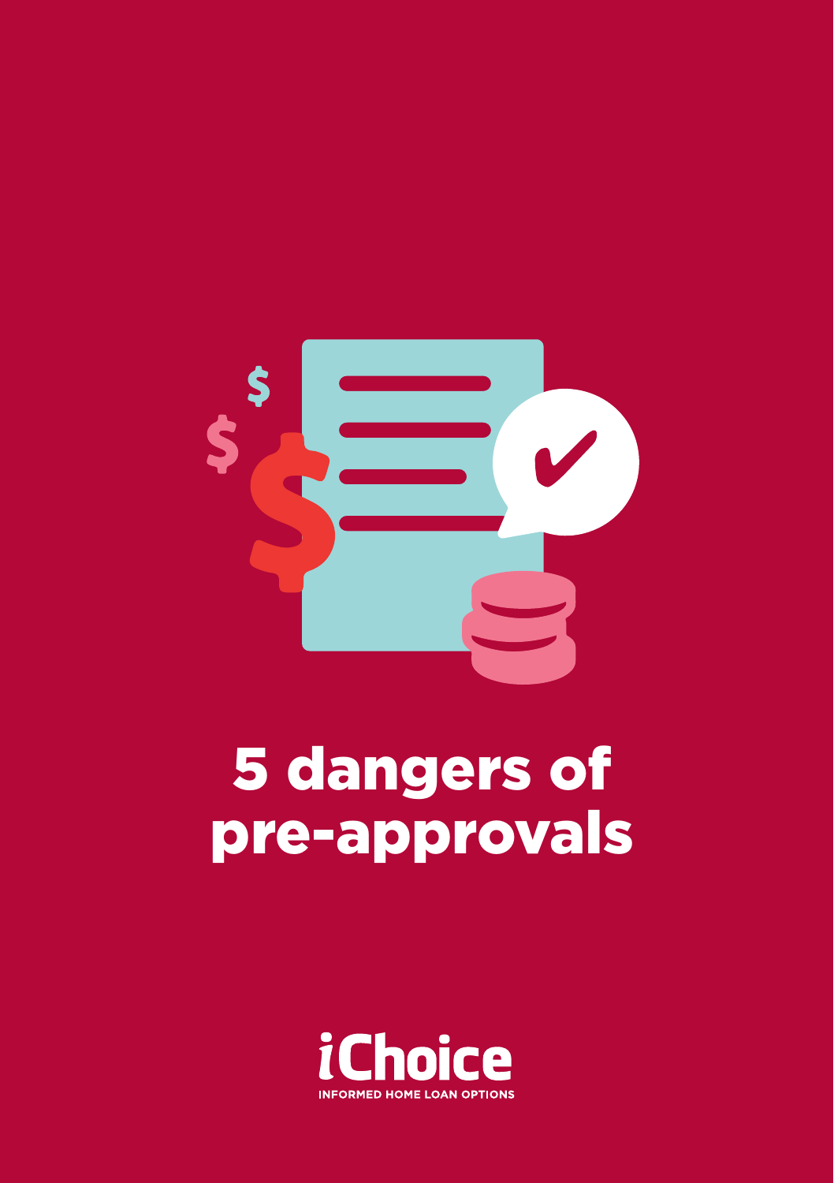# 5 dangers of pre-approvals

iChoice

INFORMED HOME LOAN OPTIONS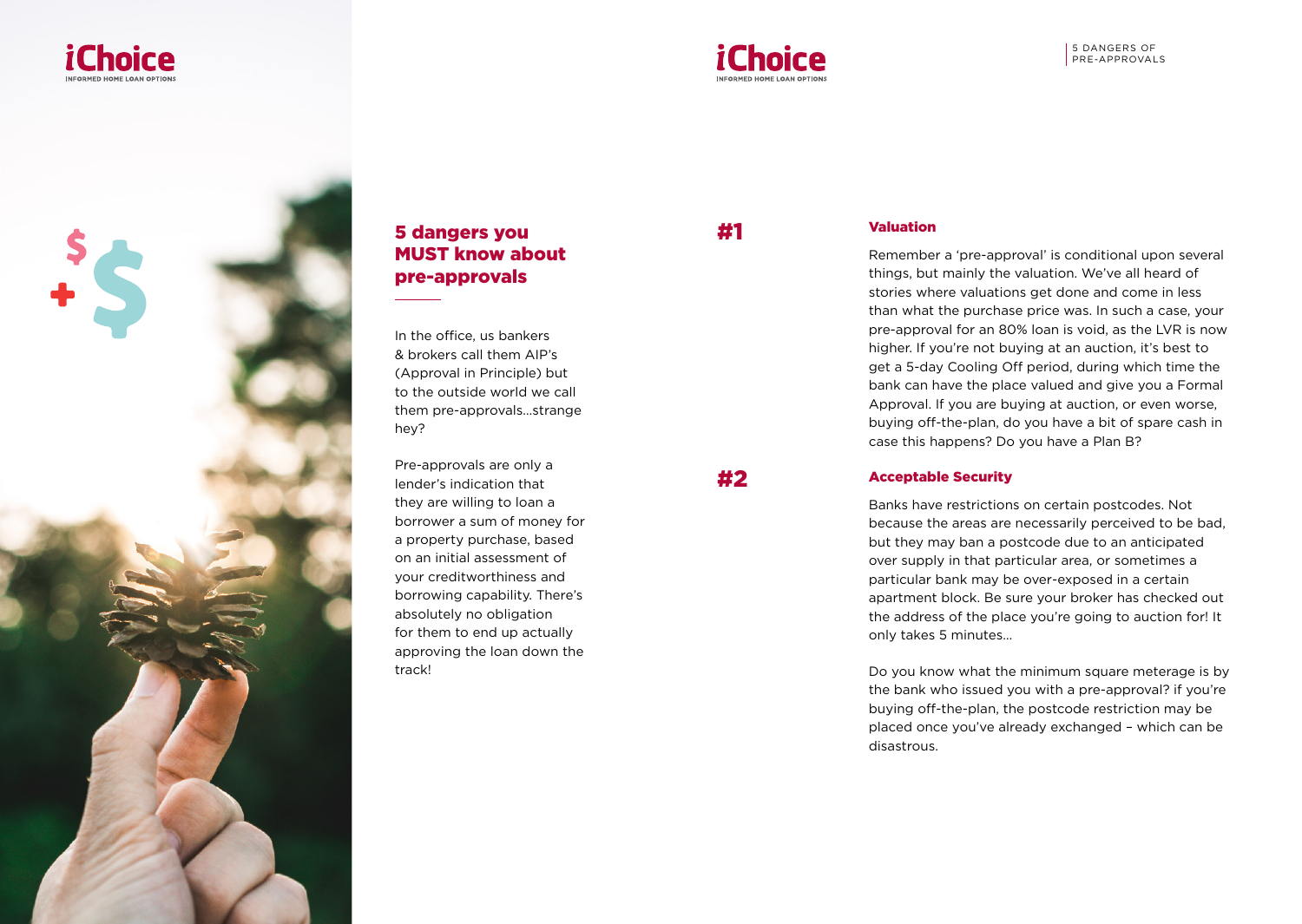## 5 dangers you MUST know about pre-approvals

In the office, us bankers & brokers call them AIP's (Approval in Principle) but to the outside world we call them pre-approvals...strange hey?

Pre-approvals are only a lender's indication that they are willing to loan a borrower a sum of money for a property purchase, based on an initial assessment of your creditworthiness and borrowing capability. There's absolutely no obligation for them to end up actually approving the loan down the track!

### #1 Valuation

Remember a 'pre-approval' is conditional upon several things, but mainly the valuation. We've all heard of stories where valuations get done and come in less than what the purchase price was. In such a case, your pre-approval for an 80% loan is void, as the LVR is now higher. If you're not buying at an auction, it's best to get a 5-day Cooling Off period, during which time the bank can have the place valued and give you a Formal Approval. If you are buying at auction, or even worse, buying off-the-plan, do you have a bit of spare cash in case this happens? Do you have a Plan B?

### #2 Acceptable Security

Banks have restrictions on certain postcodes. Not because the areas are necessarily perceived to be bad, but they may ban a postcode due to an anticipated over supply in that particular area, or sometimes a particular bank may be over-exposed in a certain apartment block. Be sure your broker has checked out the address of the place you're going to auction for! It only takes 5 minutes...

Do you know what the minimum square meterage is by the bank who issued you with a pre-approval? if you're buying off-the-plan, the postcode restriction may be placed once you've already exchanged – which can be disastrous.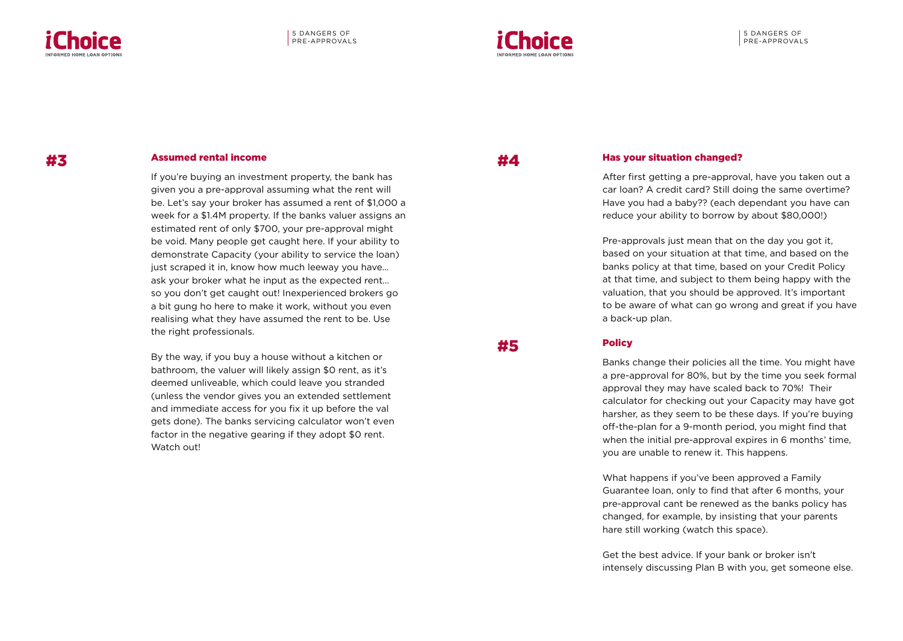## #3 Assumed rental income

If you're buying an investment property, the bank has given you a pre-approval assuming what the rent will be. Let's say your broker has assumed a rent of $1,000 a week for a $1.4M property. If the banks valuer assigns an estimated rent of only $700, your pre-approval might be void. Many people get caught here. If your ability to demonstrate Capacity (your ability to service the loan) just scraped it in, know how much leeway you have… ask your broker what he input as the expected rent… so you don't get caught out! Inexperienced brokers go a bit gung ho here to make it work, without you even realising what they have assumed the rent to be. Use the right professionals.

By the way, if you buy a house without a kitchen or bathroom, the valuer will likely assign $0 rent, as it's deemed unliveable, which could leave you stranded (unless the vendor gives you an extended settlement and immediate access for you fix it up before the val gets done). The banks servicing calculator won't even factor in the negative gearing if they adopt $0 rent. Watch out!

## #4 Has your situation changed?

After first getting a pre-approval, have you taken out a car loan? A credit card? Still doing the same overtime? Have you had a baby?? (each dependant you have can reduce your ability to borrow by about $80,000!)

Pre-approvals just mean that on the day you got it, based on your situation at that time, and based on the banks policy at that time, based on your Credit Policy at that time, and subject to them being happy with the valuation, that you should be approved. It's important to be aware of what can go wrong and great if you have a back-up plan.

## #5 Policy

Banks change their policies all the time. You might have a pre-approval for 80%, but by the time you seek formal approval they may have scaled back to 70%! Their calculator for checking out your Capacity may have got harsher, as they seem to be these days. If you're buying off-the-plan for a 9-month period, you might find that when the initial pre-approval expires in 6 months' time, you are unable to renew it. This happens.

What happens if you've been approved a Family Guarantee loan, only to find that after 6 months, your pre-approval cant be renewed as the banks policy has changed, for example, by insisting that your parents hare still working (watch this space).

Get the best advice. If your bank or broker isn't intensely discussing Plan B with you, get someone else.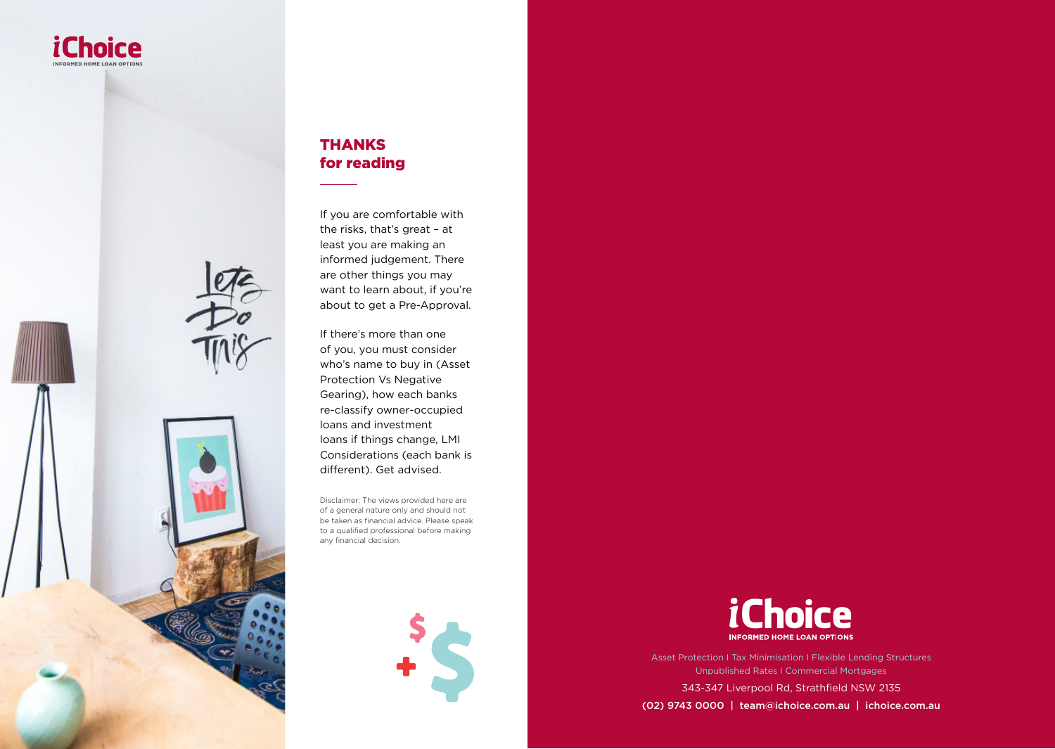iChoice

INFORMED HOME LOAN OPTIONS

## THANKS for reading

If you are comfortable with the risks, that's great – at least you are making an informed judgement. There are other things you may want to learn about, if you're about to get a Pre-Approval.

If there's more than one of you, you must consider who's name to buy in (Asset Protection Vs Negative Gearing), how each banks re-classify owner-occupied loans and investment loans if things change, LMI Considerations (each bank is different). Get advised.

Disclaimer: The views provided here are of a general nature only and should not be taken as financial advice. Please speak to a qualified professional before making any financial decision.

iChoice

INFORMED HOME LOAN OPTIONS

Asset Protection I Tax Minimisation I Flexible Lending Structures
Unpublished Rates I Commercial Mortgages

343-347 Liverpool Rd, Strathfield NSW 2135

**(02) 9743 0000 | team@ichoice.com.au | ichoice.com.au**